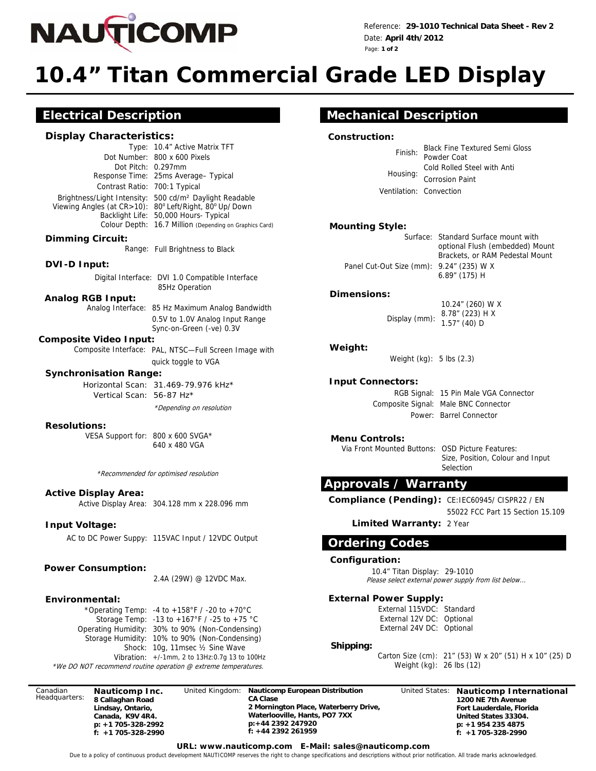NAUTICOMP

Reference: **29-1010 Technical Data Sheet - Rev 2**
Date: **April 4th/2012**

# 10.4" Titan Commercial Grade LED Display

## Electrical Description

### Display Characteristics:

| | |
|---|---|
| Type: | 10.4" Active Matrix TFT |
| Dot Number: | 800 x 600 Pixels |
| Dot Pitch: | 0.297mm |
| Response Time: | 25ms Average– Typical |
| Contrast Ratio: | 700:1 Typical |
| Brightness/Light Intensity: | 500 cd/m² Daylight Readable |
| Viewing Angles (at CR>10): | 80° Left/Right, 80° Up/Down |
| Backlight Life: | 50,000 Hours- Typical |
| Colour Depth: | 16.7 Million (Depending on Graphics Card) |

### Dimming Circuit:

Range: Full Brightness to Black

### DVI-D Input:

Digital Interface: DVI 1.0 Compatible Interface 85Hz Operation

### Analog RGB Input:

Analog Interface: 85 Hz Maximum Analog Bandwidth
0.5V to 1.0V Analog Input Range
Sync-on-Green (-ve) 0.3V

### Composite Video Input:

Composite Interface: PAL, NTSC—Full Screen Image with quick toggle to VGA

### Synchronisation Range:

Horizontal Scan: 31.469-79.976 kHz*
Vertical Scan: 56-87 Hz*

*\*Depending on resolution*

### Resolutions:

VESA Support for: 800 x 600 SVGA*
640 x 480 VGA

*\*Recommended for optimised resolution*

### Active Display Area:

Active Display Area: 304.128 mm x 228.096 mm

### Input Voltage:

AC to DC Power Suppy: 115VAC Input / 12VDC Output

### Power Consumption:

2.4A (29W) @ 12VDC Max.

### Environmental:

| | |
|---|---|
| *Operating Temp: | -4 to +158°F / -20 to +70°C |
| Storage Temp: | -13 to +167°F / -25 to +75 °C |
| Operating Humidity: | 30% to 90% (Non-Condensing) |
| Storage Humidity: | 10% to 90% (Non-Condensing) |
| Shock: | 10g, 11msec ½ Sine Wave |
| Vibration: | +/-1mm, 2 to 13Hz:0.7g 13 to 100Hz |

*\*We DO NOT recommend routine operation @ extreme temperatures.*

## Mechanical Description

### Construction:

| | |
|---|---|
| Finish: | Black Fine Textured Semi Gloss Powder Coat |
| Housing: | Cold Rolled Steel with Anti Corrosion Paint |
| Ventilation: | Convection |

### Mounting Style:

Surface: Standard Surface mount with optional Flush (embedded) Mount Brackets, or RAM Pedestal Mount
Panel Cut-Out Size (mm): 9.24" (235) W X 6.89" (175) H

### Dimensions:

Display (mm): 10.24" (260) W X 8.78" (223) H X 1.57" (40) D

### Weight:

Weight (kg): 5 lbs (2.3)

### Input Connectors:

| | |
|---|---|
| RGB Signal: | 15 Pin Male VGA Connector |
| Composite Signal: | Male BNC Connector |
| Power: | Barrel Connector |

### Menu Controls:

Via Front Mounted Buttons: OSD Picture Features: Size, Position, Colour and Input Selection

## Approvals / Warranty

**Compliance (Pending):** CE:IEC60945/ CISPR22 / EN 55022 FCC Part 15 Section 15.109

**Limited Warranty:** 2 Year

## Ordering Codes

### Configuration:

10.4" Titan Display: 29-1010
*Please select external power supply from list below...*

### External Power Supply:

| | |
|---|---|
| External 115VDC: | Standard |
| External 12V DC: | Optional |
| External 24V DC: | Optional |

### Shipping:

Carton Size (cm): 21" (53) W x 20" (51) H x 10" (25) D
Weight (kg): 26 lbs (12)

---

Canadian Headquarters: **Nauticomp Inc.**
**8 Callaghan Road**
**Lindsay, Ontario,**
**Canada, K9V 4R4.**
**p: +1 705-328-2992**
**f: +1 705-328-2990**

United Kingdom: **Nauticomp European Distribution**
**CA Clase**
**2 Mornington Place, Waterbery Drive,**
**Waterlooville, Hants, PO7 7XX**
**p:+44 2392 247920**
**f: +44 2392 261959**

United States: **Nauticomp International**
**1200 NE 7th Avenue**
**Fort Lauderdale, Florida**
**United States 33304.**
**p: +1 954 235 4875**
**f: +1 705-328-2990**

**URL: www.nauticomp.com E-Mail: sales@nauticomp.com**

Due to a policy of continuous product development NAUTICOMP reserves the right to change specifications and descriptions without prior notification. All trade marks acknowledged.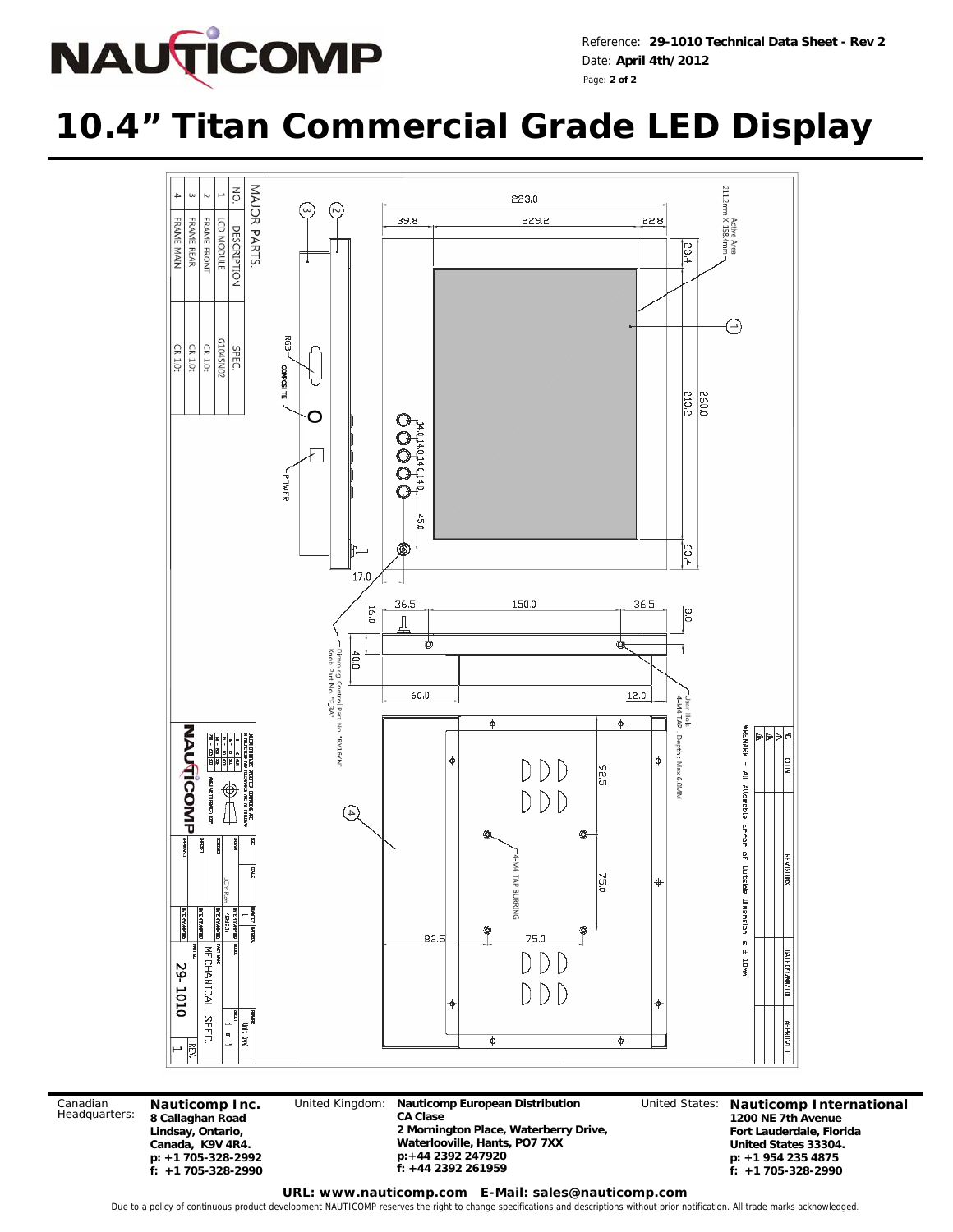# 10.4" Titan Commercial Grade LED Display

MAJOR PARTS.

| NO. | DESCRIPTION | SPEC. |
| --- | --- | --- |
| 1 | LCD MODULE | G104SN02 |
| 2 | FRAME FRONT | CR 1.0t |
| 3 | FRAME REAR | CR 1.0t |
| 4 | FRAME MAIN | CR 1.0t |

280.0

39.8 229.2 22.8

211.2mm X 158.4mm Active Area

23.4

213.2

260.0

23.4

RGB

COMPOSITE

POWER

14.0 14.0 14.0 14.0

45.0

17.0

36.5 150.0 36.5

8.0

15.0

40.0

60.0

12.0

Dimming Control Part No. "RV16YN" Knob Part No. "F-3A"

User Hole 4-M4 TAP : Depth: Max 6.0MM

92.5

4-M4 TAP BURRING

75.0

82.5 75.0

*REMARK - All Allowable Error of Outside Dimension is ± 1.0mm

| NO. | CONT | REVISIONS | DATE(YY/MM/DD) | APPROVED |
| --- | --- | --- | --- | --- |
| | | | | |

MECHANICAL SPEC.

29-1010

REV. 1

---

Canadian Headquarters:
**Nauticomp Inc.**
**8 Callaghan Road**
**Lindsay, Ontario,**
**Canada, K9V 4R4.**
**p: +1 705-328-2992**
**f: +1 705-328-2990**

United Kingdom:
**Nauticomp European Distribution**
**CA Clase**
**2 Mornington Place, Waterberry Drive,**
**Waterlooville, Hants, PO7 7XX**
**p:+44 2392 247920**
**f: +44 2392 261959**

United States:
**Nauticomp International**
**1200 NE 7th Avenue**
**Fort Lauderdale, Florida**
**United States 33304.**
**p: +1 954 235 4875**
**f: +1 705-328-2990**

**URL: www.nauticomp.com E-Mail: sales@nauticomp.com**

Due to a policy of continuous product development NAUTICOMP reserves the right to change specifications and descriptions without prior notification. All trade marks acknowledged.